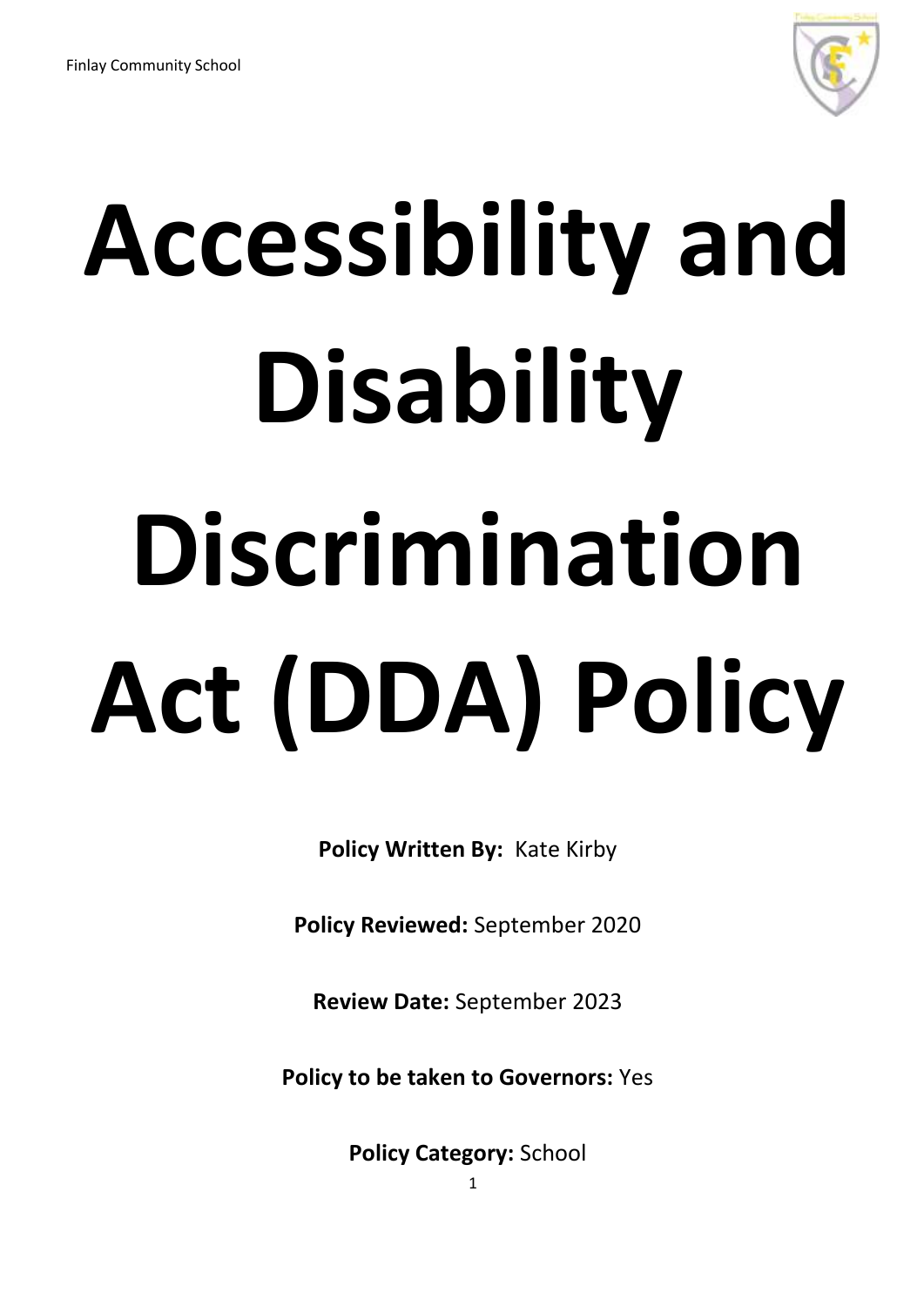# Accessibility and Disability Discrimination Act (DDA) Policy

**Policy Written By:** Kate Kirby

**Policy Reviewed:** September 2020

**Review Date:** September 2023

**Policy to be taken to Governors:** Yes

**Policy Category:** School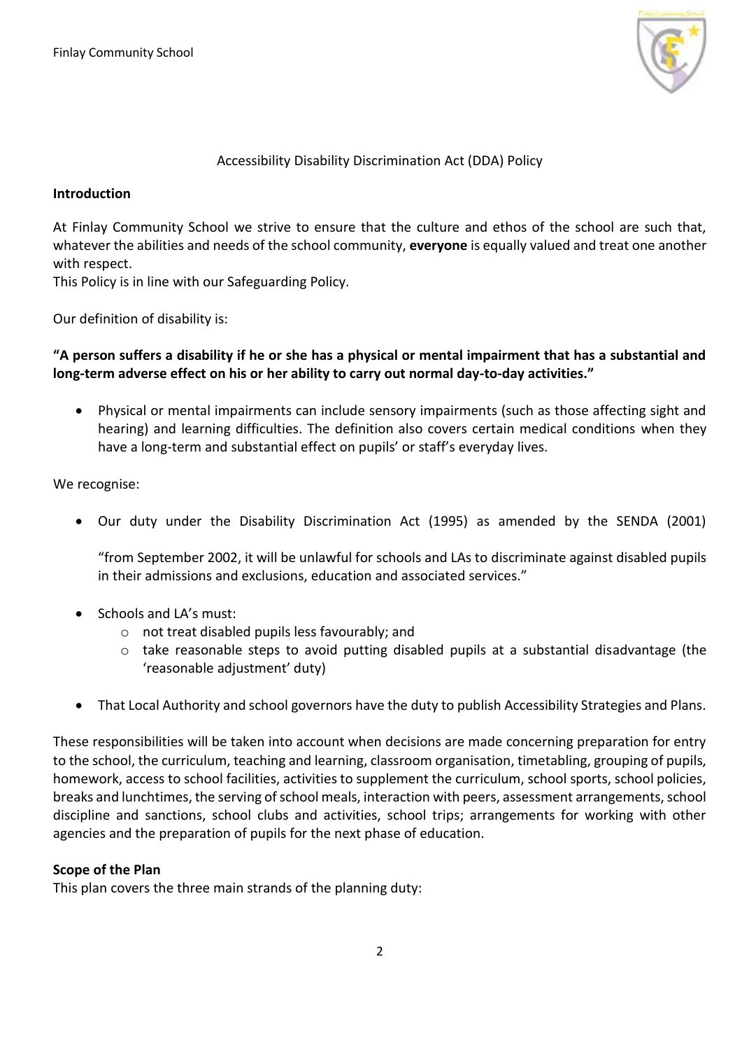Accessibility Disability Discrimination Act (DDA) Policy

**Introduction**

At Finlay Community School we strive to ensure that the culture and ethos of the school are such that, whatever the abilities and needs of the school community, **everyone** is equally valued and treat one another with respect.
This Policy is in line with our Safeguarding Policy.

Our definition of disability is:

**"A person suffers a disability if he or she has a physical or mental impairment that has a substantial and long-term adverse effect on his or her ability to carry out normal day-to-day activities."**

- Physical or mental impairments can include sensory impairments (such as those affecting sight and hearing) and learning difficulties. The definition also covers certain medical conditions when they have a long-term and substantial effect on pupils' or staff's everyday lives.

We recognise:

- Our duty under the Disability Discrimination Act (1995) as amended by the SENDA (2001)

  "from September 2002, it will be unlawful for schools and LAs to discriminate against disabled pupils in their admissions and exclusions, education and associated services."

- Schools and LA's must:
  - not treat disabled pupils less favourably; and
  - take reasonable steps to avoid putting disabled pupils at a substantial disadvantage (the 'reasonable adjustment' duty)

- That Local Authority and school governors have the duty to publish Accessibility Strategies and Plans.

These responsibilities will be taken into account when decisions are made concerning preparation for entry to the school, the curriculum, teaching and learning, classroom organisation, timetabling, grouping of pupils, homework, access to school facilities, activities to supplement the curriculum, school sports, school policies, breaks and lunchtimes, the serving of school meals, interaction with peers, assessment arrangements, school discipline and sanctions, school clubs and activities, school trips; arrangements for working with other agencies and the preparation of pupils for the next phase of education.

**Scope of the Plan**

This plan covers the three main strands of the planning duty: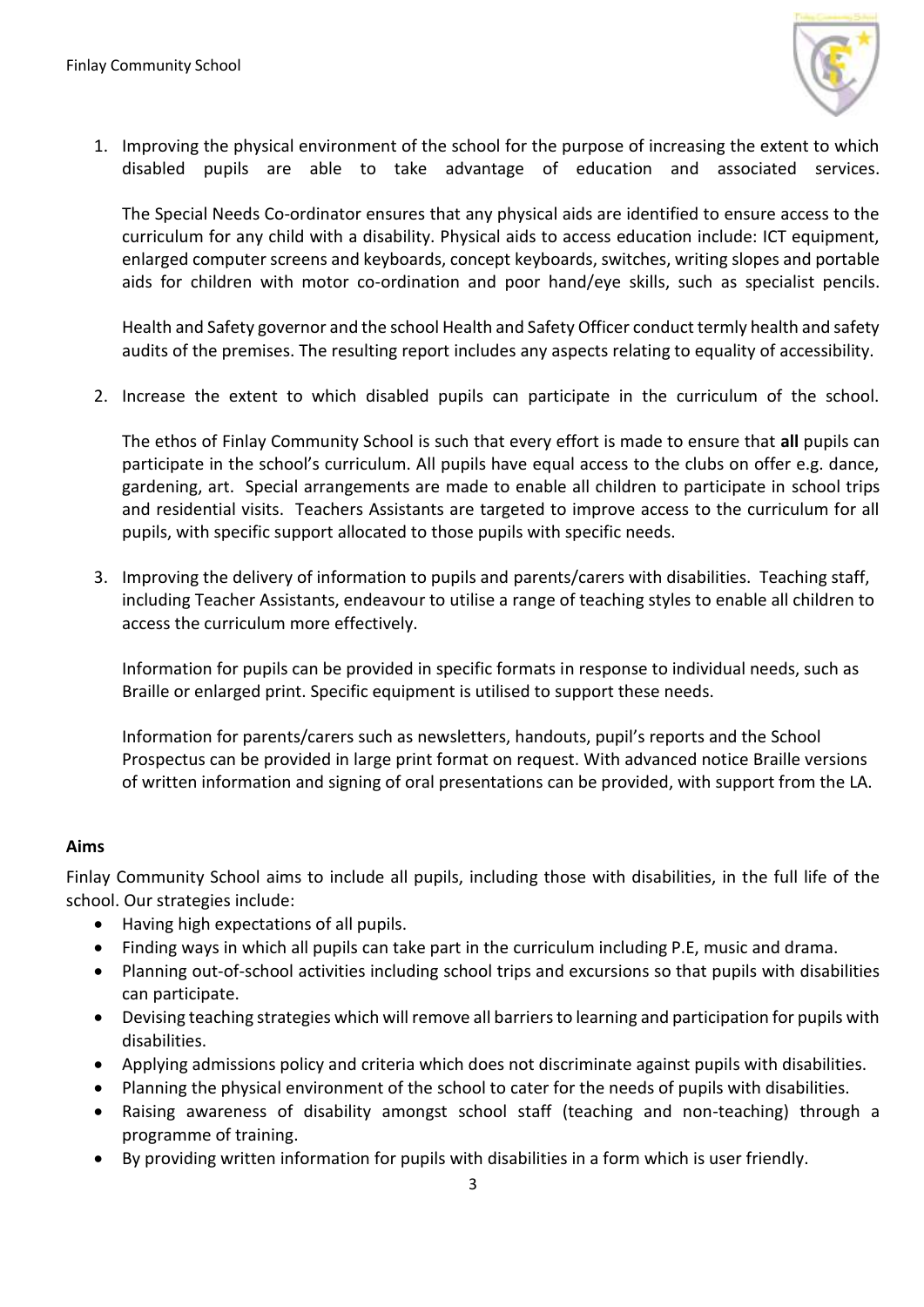1. Improving the physical environment of the school for the purpose of increasing the extent to which disabled pupils are able to take advantage of education and associated services.

   The Special Needs Co-ordinator ensures that any physical aids are identified to ensure access to the curriculum for any child with a disability. Physical aids to access education include: ICT equipment, enlarged computer screens and keyboards, concept keyboards, switches, writing slopes and portable aids for children with motor co-ordination and poor hand/eye skills, such as specialist pencils.

   Health and Safety governor and the school Health and Safety Officer conduct termly health and safety audits of the premises. The resulting report includes any aspects relating to equality of accessibility.

2. Increase the extent to which disabled pupils can participate in the curriculum of the school.

   The ethos of Finlay Community School is such that every effort is made to ensure that **all** pupils can participate in the school's curriculum. All pupils have equal access to the clubs on offer e.g. dance, gardening, art. Special arrangements are made to enable all children to participate in school trips and residential visits. Teachers Assistants are targeted to improve access to the curriculum for all pupils, with specific support allocated to those pupils with specific needs.

3. Improving the delivery of information to pupils and parents/carers with disabilities. Teaching staff, including Teacher Assistants, endeavour to utilise a range of teaching styles to enable all children to access the curriculum more effectively.

   Information for pupils can be provided in specific formats in response to individual needs, such as Braille or enlarged print. Specific equipment is utilised to support these needs.

   Information for parents/carers such as newsletters, handouts, pupil's reports and the School Prospectus can be provided in large print format on request. With advanced notice Braille versions of written information and signing of oral presentations can be provided, with support from the LA.

**Aims**

Finlay Community School aims to include all pupils, including those with disabilities, in the full life of the school. Our strategies include:

- Having high expectations of all pupils.
- Finding ways in which all pupils can take part in the curriculum including P.E, music and drama.
- Planning out-of-school activities including school trips and excursions so that pupils with disabilities can participate.
- Devising teaching strategies which will remove all barriers to learning and participation for pupils with disabilities.
- Applying admissions policy and criteria which does not discriminate against pupils with disabilities.
- Planning the physical environment of the school to cater for the needs of pupils with disabilities.
- Raising awareness of disability amongst school staff (teaching and non-teaching) through a programme of training.
- By providing written information for pupils with disabilities in a form which is user friendly.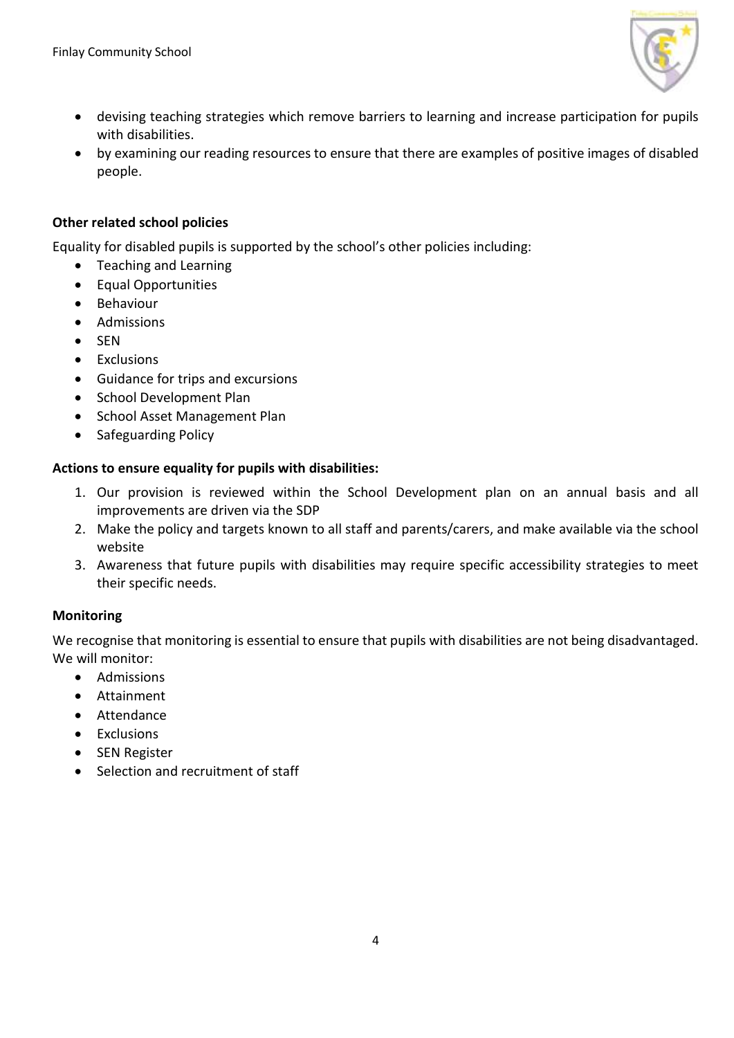- devising teaching strategies which remove barriers to learning and increase participation for pupils with disabilities.
- by examining our reading resources to ensure that there are examples of positive images of disabled people.

**Other related school policies**

Equality for disabled pupils is supported by the school's other policies including:

- Teaching and Learning
- Equal Opportunities
- Behaviour
- Admissions
- SEN
- Exclusions
- Guidance for trips and excursions
- School Development Plan
- School Asset Management Plan
- Safeguarding Policy

**Actions to ensure equality for pupils with disabilities:**

1. Our provision is reviewed within the School Development plan on an annual basis and all improvements are driven via the SDP
2. Make the policy and targets known to all staff and parents/carers, and make available via the school website
3. Awareness that future pupils with disabilities may require specific accessibility strategies to meet their specific needs.

**Monitoring**

We recognise that monitoring is essential to ensure that pupils with disabilities are not being disadvantaged. We will monitor:

- Admissions
- Attainment
- Attendance
- Exclusions
- SEN Register
- Selection and recruitment of staff